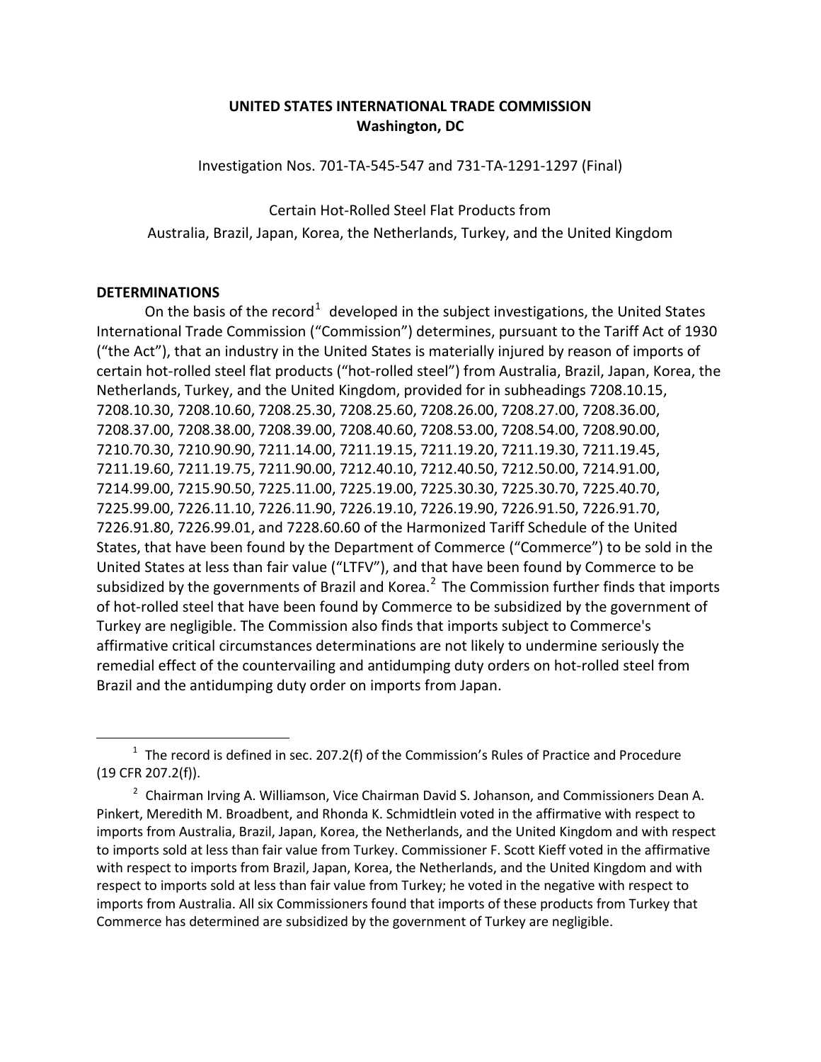**UNITED STATES INTERNATIONAL TRADE COMMISSION**
**Washington, DC**

Investigation Nos. 701-TA-545-547 and 731-TA-1291-1297 (Final)

Certain Hot-Rolled Steel Flat Products from
Australia, Brazil, Japan, Korea, the Netherlands, Turkey, and the United Kingdom

## DETERMINATIONS

On the basis of the record[1] developed in the subject investigations, the United States International Trade Commission ("Commission") determines, pursuant to the Tariff Act of 1930 ("the Act"), that an industry in the United States is materially injured by reason of imports of certain hot-rolled steel flat products ("hot-rolled steel") from Australia, Brazil, Japan, Korea, the Netherlands, Turkey, and the United Kingdom, provided for in subheadings 7208.10.15, 7208.10.30, 7208.10.60, 7208.25.30, 7208.25.60, 7208.26.00, 7208.27.00, 7208.36.00, 7208.37.00, 7208.38.00, 7208.39.00, 7208.40.60, 7208.53.00, 7208.54.00, 7208.90.00, 7210.70.30, 7210.90.90, 7211.14.00, 7211.19.15, 7211.19.20, 7211.19.30, 7211.19.45, 7211.19.60, 7211.19.75, 7211.90.00, 7212.40.10, 7212.40.50, 7212.50.00, 7214.91.00, 7214.99.00, 7215.90.50, 7225.11.00, 7225.19.00, 7225.30.30, 7225.30.70, 7225.40.70, 7225.99.00, 7226.11.10, 7226.11.90, 7226.19.10, 7226.19.90, 7226.91.50, 7226.91.70, 7226.91.80, 7226.99.01, and 7228.60.60 of the Harmonized Tariff Schedule of the United States, that have been found by the Department of Commerce ("Commerce") to be sold in the United States at less than fair value ("LTFV"), and that have been found by Commerce to be subsidized by the governments of Brazil and Korea.[2] The Commission further finds that imports of hot-rolled steel that have been found by Commerce to be subsidized by the government of Turkey are negligible. The Commission also finds that imports subject to Commerce's affirmative critical circumstances determinations are not likely to undermine seriously the remedial effect of the countervailing and antidumping duty orders on hot-rolled steel from Brazil and the antidumping duty order on imports from Japan.

---

[1] The record is defined in sec. 207.2(f) of the Commission's Rules of Practice and Procedure (19 CFR 207.2(f)).

[2] Chairman Irving A. Williamson, Vice Chairman David S. Johanson, and Commissioners Dean A. Pinkert, Meredith M. Broadbent, and Rhonda K. Schmidtlein voted in the affirmative with respect to imports from Australia, Brazil, Japan, Korea, the Netherlands, and the United Kingdom and with respect to imports sold at less than fair value from Turkey. Commissioner F. Scott Kieff voted in the affirmative with respect to imports from Brazil, Japan, Korea, the Netherlands, and the United Kingdom and with respect to imports sold at less than fair value from Turkey; he voted in the negative with respect to imports from Australia. All six Commissioners found that imports of these products from Turkey that Commerce has determined are subsidized by the government of Turkey are negligible.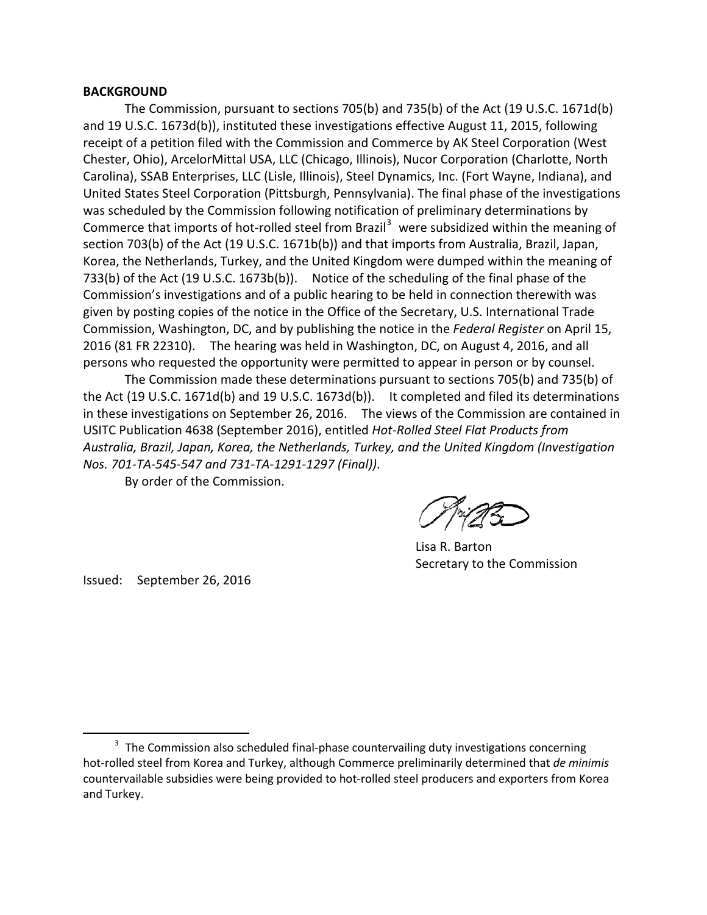**BACKGROUND**

The Commission, pursuant to sections 705(b) and 735(b) of the Act (19 U.S.C. 1671d(b) and 19 U.S.C. 1673d(b)), instituted these investigations effective August 11, 2015, following receipt of a petition filed with the Commission and Commerce by AK Steel Corporation (West Chester, Ohio), ArcelorMittal USA, LLC (Chicago, Illinois), Nucor Corporation (Charlotte, North Carolina), SSAB Enterprises, LLC (Lisle, Illinois), Steel Dynamics, Inc. (Fort Wayne, Indiana), and United States Steel Corporation (Pittsburgh, Pennsylvania). The final phase of the investigations was scheduled by the Commission following notification of preliminary determinations by Commerce that imports of hot-rolled steel from Brazil[3] were subsidized within the meaning of section 703(b) of the Act (19 U.S.C. 1671b(b)) and that imports from Australia, Brazil, Japan, Korea, the Netherlands, Turkey, and the United Kingdom were dumped within the meaning of 733(b) of the Act (19 U.S.C. 1673b(b)). Notice of the scheduling of the final phase of the Commission's investigations and of a public hearing to be held in connection therewith was given by posting copies of the notice in the Office of the Secretary, U.S. International Trade Commission, Washington, DC, and by publishing the notice in the *Federal Register* on April 15, 2016 (81 FR 22310). The hearing was held in Washington, DC, on August 4, 2016, and all persons who requested the opportunity were permitted to appear in person or by counsel.

The Commission made these determinations pursuant to sections 705(b) and 735(b) of the Act (19 U.S.C. 1671d(b) and 19 U.S.C. 1673d(b)). It completed and filed its determinations in these investigations on September 26, 2016. The views of the Commission are contained in USITC Publication 4638 (September 2016), entitled *Hot-Rolled Steel Flat Products from Australia, Brazil, Japan, Korea, the Netherlands, Turkey, and the United Kingdom (Investigation Nos. 701-TA-545-547 and 731-TA-1291-1297 (Final))*.

By order of the Commission.

Lisa R. Barton
Secretary to the Commission

Issued: September 26, 2016

[3] The Commission also scheduled final-phase countervailing duty investigations concerning hot-rolled steel from Korea and Turkey, although Commerce preliminarily determined that *de minimis* countervailable subsidies were being provided to hot-rolled steel producers and exporters from Korea and Turkey.